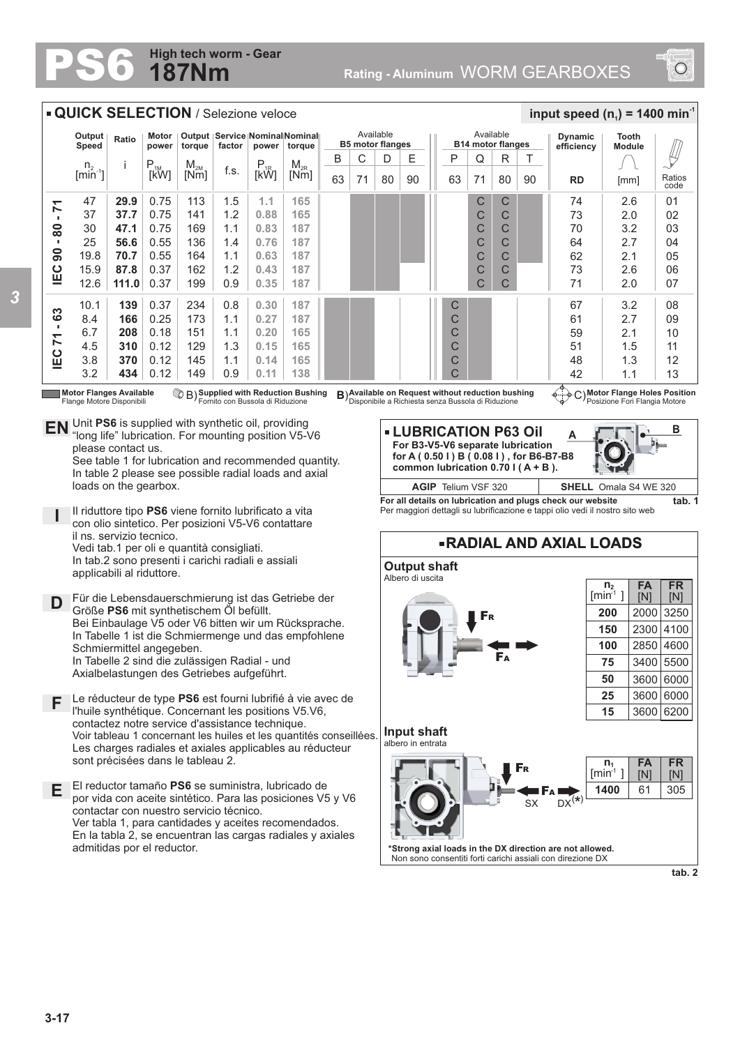# PS6 High tech worm - Gear 187Nm

**Rating - Aluminum** WORM GEARBOXES

## QUICK SELECTION / Selezione veloce

**input speed ($n_1$) = 1400 min⁻¹**

| | Output Speed $n_2$ [min⁻¹] | Ratio i | Motor power $P_{1M}$ [kW] | Output torque $M_{2M}$ [Nm] | Service factor f.s. | Nominal power $P_{1R}$ [kW] | Nominal torque $M_{2R}$ [Nm] | B5 B 63 | B5 C 71 | B5 D 80 | B5 E 90 | B14 P 63 | B14 Q 71 | B14 R 80 | B14 T 90 | Dynamic efficiency RD | Tooth Module [mm] | Ratios code |
|---|---|---|---|---|---|---|---|---|---|---|---|---|---|---|---|---|---|---|
| IEC 90 - 80 - 71 | 47 | **29.9** | 0.75 | 113 | 1.5 | 1.1 | 165 | | | | | | C | C | | 74 | 2.6 | 01 |
| | 37 | **37.7** | 0.75 | 141 | 1.2 | 0.88 | 165 | | | | | | C | C | | 73 | 2.0 | 02 |
| | 30 | **47.1** | 0.75 | 169 | 1.1 | 0.83 | 187 | | | | | | C | C | | 70 | 3.2 | 03 |
| | 25 | **56.6** | 0.55 | 136 | 1.4 | 0.76 | 187 | | | | | | C | C | | 64 | 2.7 | 04 |
| | 19.8 | **70.7** | 0.55 | 164 | 1.1 | 0.63 | 187 | | | | | | C | C | | 62 | 2.1 | 05 |
| | 15.9 | **87.8** | 0.37 | 162 | 1.2 | 0.43 | 187 | | | | | | C | C | | 73 | 2.6 | 06 |
| | 12.6 | **111.0** | 0.37 | 199 | 0.9 | 0.35 | 187 | | | | | | C | C | | 71 | 2.0 | 07 |
| IEC 71 - 63 | 10.1 | **139** | 0.37 | 234 | 0.8 | 0.30 | 187 | | | | | C | | | | 67 | 3.2 | 08 |
| | 8.4 | **166** | 0.25 | 173 | 1.1 | 0.27 | 187 | | | | | C | | | | 61 | 2.7 | 09 |
| | 6.7 | **208** | 0.18 | 151 | 1.1 | 0.20 | 165 | | | | | C | | | | 59 | 2.1 | 10 |
| | 4.5 | **310** | 0.12 | 129 | 1.3 | 0.15 | 165 | | | | | C | | | | 51 | 1.5 | 11 |
| | 3.8 | **370** | 0.12 | 145 | 1.1 | 0.14 | 165 | | | | | C | | | | 48 | 1.3 | 12 |
| | 3.2 | **434** | 0.12 | 149 | 0.9 | 0.11 | 138 | | | | | C | | | | 42 | 1.1 | 13 |

**Motor Flanges Available** / Flange Motore Disponibili — B) **Supplied with Reduction Bushing** / Fornito con Bussola di Riduzione — B) **Available on Request without reduction bushing** / Disponibile a Richiesta senza Bussola di Riduzione — C) **Motor Flange Holes Position** / Posizione Fori Flangia Motore

**EN** Unit **PS6** is supplied with synthetic oil, providing "long life" lubrication. For mounting position V5-V6 please contact us.
See table 1 for lubrication and recommended quantity.
In table 2 please see possible radial loads and axial loads on the gearbox.

**I** Il riduttore tipo **PS6** viene fornito lubrificato a vita con olio sintetico. Per posizioni V5-V6 contattare il ns. servizio tecnico.
Vedi tab.1 per oli e quantità consigliati.
In tab.2 sono presenti i carichi radiali e assiali applicabili al riduttore.

**D** Für die Lebensdauerschmierung ist das Getriebe der Größe **PS6** mit synthetischem Öl befüllt.
Bei Einbaulage V5 oder V6 bitten wir um Rücksprache.
In Tabelle 1 ist die Schmiermenge und das empfohlene Schmiermittel angegeben.
In Tabelle 2 sind die zulässigen Radial - und Axialbelastungen des Getriebes aufgeführt.

**F** Le réducteur de type **PS6** est fourni lubrifié à vie avec de l'huile synthétique. Concernant les positions V5.V6, contactez notre service d'assistance technique.
Voir tableau 1 concernant les huiles et les quantités conseillées.
Les charges radiales et axiales applicables au réducteur sont précisées dans le tableau 2.

**E** El reductor tamaño **PS6** se suministra, lubricado de por vida con aceite sintético. Para las posiciones V5 y V6 contactar con nuestro servicio técnico.
Ver tabla 1, para cantidades y aceites recomendados.
En la tabla 2, se encuentran las cargas radiales y axiales admitidas por el reductor.

## LUBRICATION P63 Oil

**For B3-V5-V6 separate lubrication for A ( 0.50 l ) B ( 0.08 l ) , for B6-B7-B8 common lubrication 0.70 l ( A + B ).**

| **AGIP** Telium VSF 320 | **SHELL** Omala S4 WE 320 |
|---|---|

**For all details on lubrication and plugs check our website**
Per maggiori dettagli su lubrificazione e tappi olio vedi il nostro sito web

**tab. 1**

## RADIAL AND AXIAL LOADS

**Output shaft**
Albero di uscita

| $n_2$ [min⁻¹] | FA [N] | FR [N] |
|---|---|---|
| **200** | 2000 | 3250 |
| **150** | 2300 | 4100 |
| **100** | 2850 | 4600 |
| **75** | 3400 | 5500 |
| **50** | 3600 | 6000 |
| **25** | 3600 | 6000 |
| **15** | 3600 | 6200 |

**Input shaft**
albero in entrata

| $n_1$ [min⁻¹] | FA [N] | FR [N] |
|---|---|---|
| **1400** | 61 | 305 |

**\*Strong axial loads in the DX direction are not allowed.**
Non sono consentiti forti carichi assiali con direzione DX

**tab. 2**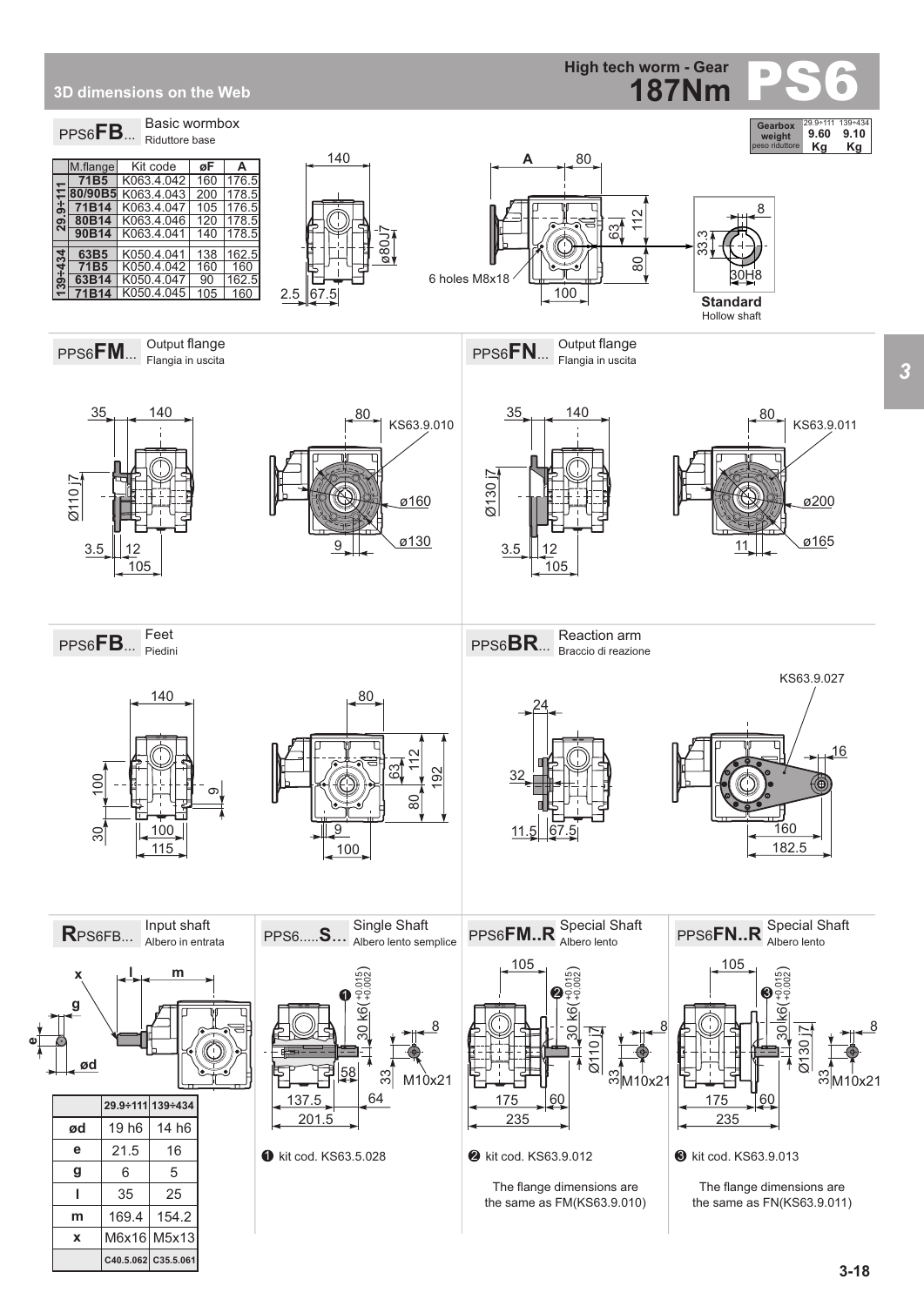3D dimensions on the Web

# High tech worm - Gear 187Nm PS6

## PPS6FB... Basic wormbox
Riduttore base

| Gearbox weight peso riduttore | 29.9÷111 | 139÷434 |
|---|---|---|
| | 9.60 Kg | 9.10 Kg |

| | M.flange | Kit code | øF | A |
|---|---|---|---|---|
| 29.9÷111 | 71B5 | K063.4.042 | 160 | 176.5 |
| | 80/90B5 | K063.4.043 | 200 | 178.5 |
| | 71B14 | K063.4.047 | 105 | 176.5 |
| | 80B14 | K063.4.046 | 120 | 178.5 |
| | 90B14 | K063.4.041 | 140 | 178.5 |
| 139÷434 | 63B5 | K050.4.041 | 138 | 162.5 |
| | 71B5 | K050.4.042 | 160 | 160 |
| | 63B14 | K050.4.047 | 90 | 162.5 |
| | 71B14 | K050.4.045 | 105 | 160 |

140
ø80J7
2.5
67.5
A
80
112
63
80
6 holes M8x18
100
8
33.3
30H8

**Standard**
Hollow shaft

## PPS6FM... Output flange
Flangia in uscita

35
140
Ø110 j7
3.5
12
105
80
KS63.9.010
ø160
9
ø130

## PPS6FN... Output flange
Flangia in uscita

35
140
Ø130 j7
3.5
12
105
80
KS63.9.011
ø200
11
ø165

## PPS6FB... Feet
Piedini

140
100
30
100
115
9
80
63
112
192
9
100

## PPS6BR... Reaction arm
Braccio di reazione

KS63.9.027
24
32
11.5
67.5
16
160
182.5

## RPS6FB... Input shaft
Albero in entrata

x
l
m
g
e
ød

| | 29.9÷111 | 139÷434 |
|---|---|---|
| ød | 19 h6 | 14 h6 |
| e | 21.5 | 16 |
| g | 6 | 5 |
| l | 35 | 25 |
| m | 169.4 | 154.2 |
| x | M6x16 | M5x13 |
| | C40.5.062 | C35.5.061 |

## PPS6.....S... Single Shaft
Albero lento semplice

❶ 30 k6(+0.015 / +0.002)
8
58
33
M10x21
137.5
64
201.5

❶ kit cod. KS63.5.028

## PPS6FM..R Special Shaft
Albero lento

105
❷ 30 k6(+0.015 / +0.002)
8
Ø110 j7
33
M10x21
175
60
235

❷ kit cod. KS63.9.012

The flange dimensions are the same as FM(KS63.9.010)

## PPS6FN..R Special Shaft
Albero lento

105
❸ 30 k6(+0.015 / +0.002)
Ø130 j7
8
33
M10x21
175
60
235

❸ kit cod. KS63.9.013

The flange dimensions are the same as FN(KS63.9.011)